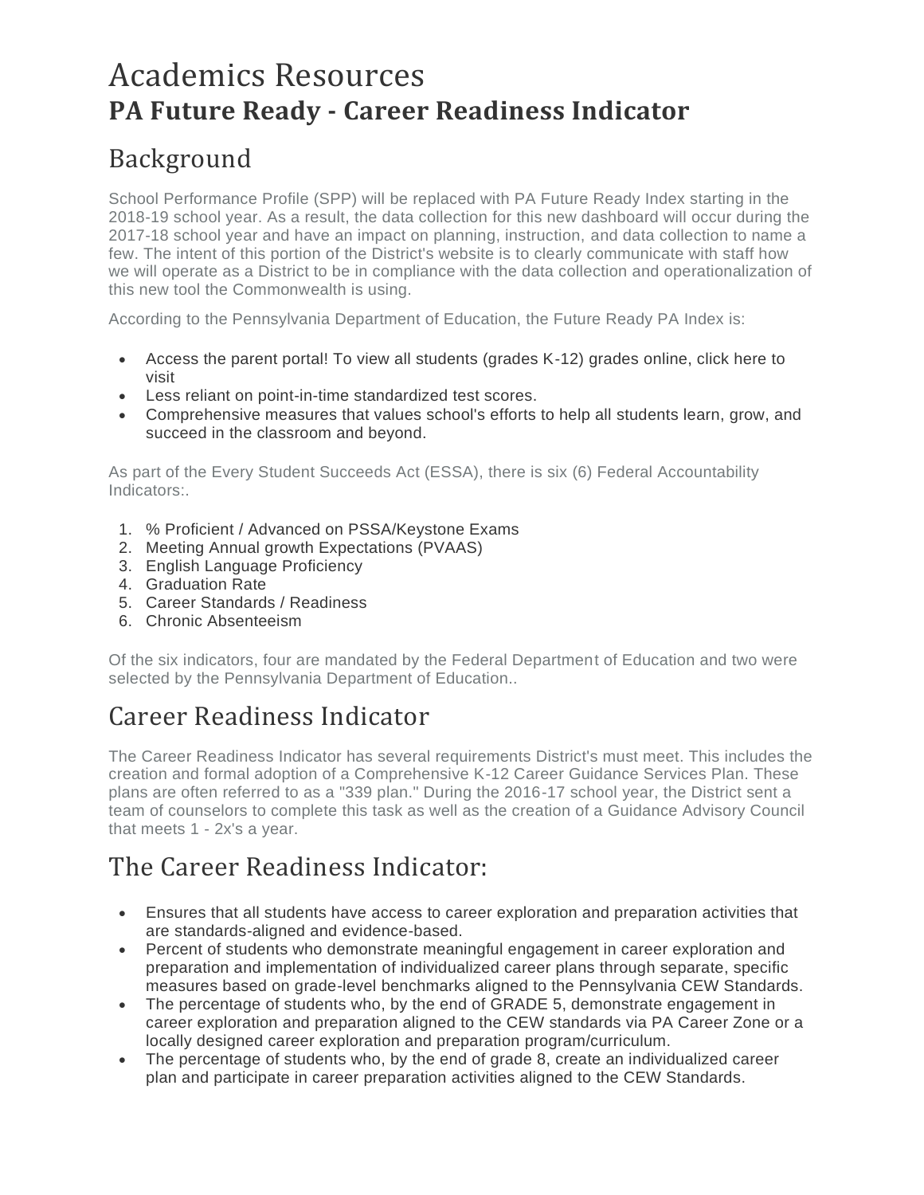# Academics Resources

## PA Future Ready - Career Readiness Indicator

## Background

School Performance Profile (SPP) will be replaced with PA Future Ready Index starting in the 2018-19 school year. As a result, the data collection for this new dashboard will occur during the 2017-18 school year and have an impact on planning, instruction, and data collection to name a few. The intent of this portion of the District's website is to clearly communicate with staff how we will operate as a District to be in compliance with the data collection and operationalization of this new tool the Commonwealth is using.

According to the Pennsylvania Department of Education, the Future Ready PA Index is:

- Access the parent portal! To view all students (grades K-12) grades online, click here to visit
- Less reliant on point-in-time standardized test scores.
- Comprehensive measures that values school's efforts to help all students learn, grow, and succeed in the classroom and beyond.

As part of the Every Student Succeeds Act (ESSA), there is six (6) Federal Accountability Indicators:.

1. % Proficient / Advanced on PSSA/Keystone Exams
2. Meeting Annual growth Expectations (PVAAS)
3. English Language Proficiency
4. Graduation Rate
5. Career Standards / Readiness
6. Chronic Absenteeism

Of the six indicators, four are mandated by the Federal Department of Education and two were selected by the Pennsylvania Department of Education..

## Career Readiness Indicator

The Career Readiness Indicator has several requirements District's must meet. This includes the creation and formal adoption of a Comprehensive K-12 Career Guidance Services Plan. These plans are often referred to as a "339 plan." During the 2016-17 school year, the District sent a team of counselors to complete this task as well as the creation of a Guidance Advisory Council that meets 1 - 2x's a year.

## The Career Readiness Indicator:

- Ensures that all students have access to career exploration and preparation activities that are standards-aligned and evidence-based.
- Percent of students who demonstrate meaningful engagement in career exploration and preparation and implementation of individualized career plans through separate, specific measures based on grade-level benchmarks aligned to the Pennsylvania CEW Standards.
- The percentage of students who, by the end of GRADE 5, demonstrate engagement in career exploration and preparation aligned to the CEW standards via PA Career Zone or a locally designed career exploration and preparation program/curriculum.
- The percentage of students who, by the end of grade 8, create an individualized career plan and participate in career preparation activities aligned to the CEW Standards.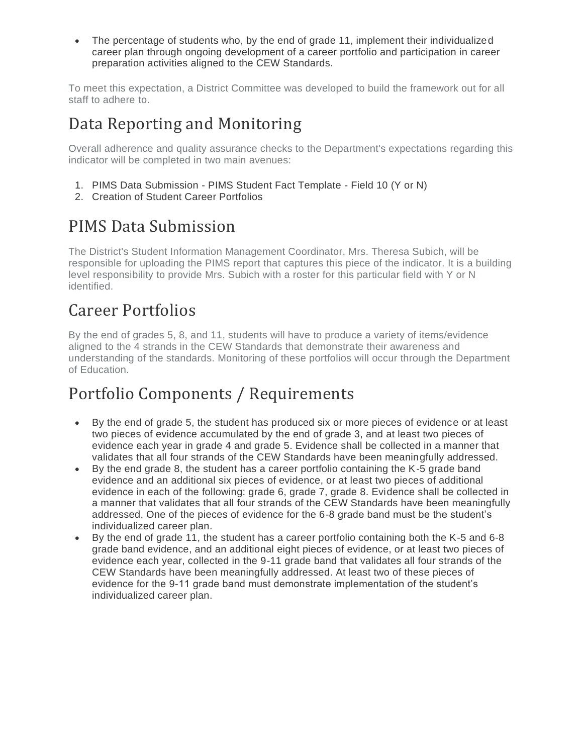- The percentage of students who, by the end of grade 11, implement their individualized career plan through ongoing development of a career portfolio and participation in career preparation activities aligned to the CEW Standards.

To meet this expectation, a District Committee was developed to build the framework out for all staff to adhere to.

## Data Reporting and Monitoring

Overall adherence and quality assurance checks to the Department's expectations regarding this indicator will be completed in two main avenues:

1. PIMS Data Submission - PIMS Student Fact Template - Field 10 (Y or N)
2. Creation of Student Career Portfolios

## PIMS Data Submission

The District's Student Information Management Coordinator, Mrs. Theresa Subich, will be responsible for uploading the PIMS report that captures this piece of the indicator. It is a building level responsibility to provide Mrs. Subich with a roster for this particular field with Y or N identified.

## Career Portfolios

By the end of grades 5, 8, and 11, students will have to produce a variety of items/evidence aligned to the 4 strands in the CEW Standards that demonstrate their awareness and understanding of the standards. Monitoring of these portfolios will occur through the Department of Education.

## Portfolio Components / Requirements

- By the end of grade 5, the student has produced six or more pieces of evidence or at least two pieces of evidence accumulated by the end of grade 3, and at least two pieces of evidence each year in grade 4 and grade 5. Evidence shall be collected in a manner that validates that all four strands of the CEW Standards have been meaningfully addressed.
- By the end grade 8, the student has a career portfolio containing the K-5 grade band evidence and an additional six pieces of evidence, or at least two pieces of additional evidence in each of the following: grade 6, grade 7, grade 8. Evidence shall be collected in a manner that validates that all four strands of the CEW Standards have been meaningfully addressed. One of the pieces of evidence for the 6-8 grade band must be the student's individualized career plan.
- By the end of grade 11, the student has a career portfolio containing both the K-5 and 6-8 grade band evidence, and an additional eight pieces of evidence, or at least two pieces of evidence each year, collected in the 9-11 grade band that validates all four strands of the CEW Standards have been meaningfully addressed. At least two of these pieces of evidence for the 9-11 grade band must demonstrate implementation of the student's individualized career plan.